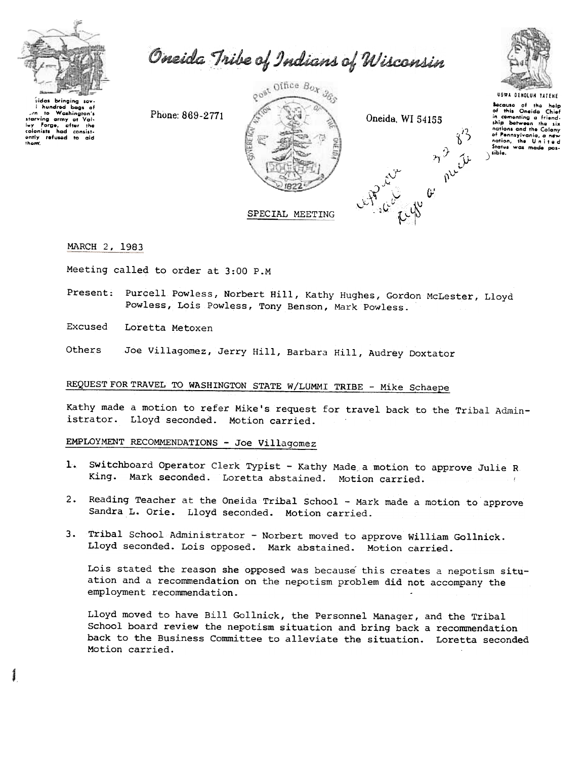# Oneida Tribe of Indians of Wisconsin

Oneidas bringing several hundred bags of corn to Washington's starving army at Valley Forge, after the colonists had consistently refused to aid them.

Phone: 869-2771

Post Office Box 365

Oneida, WI 54155

UGWA DEHOLUH YATEHE

Because of the help of this Oneida Chief in cementing a friendship between the six nations and the Colony of Pennsylvania, a new nation, the United States was made possible.

approved as read 3-2-83 Reg. a mute

SPECIAL MEETING

MARCH 2, 1983

Meeting called to order at 3:00 P.M

Present: Purcell Powless, Norbert Hill, Kathy Hughes, Gordon McLester, Lloyd Powless, Lois Powless, Tony Benson, Mark Powless.

Excused Loretta Metoxen

Others Joe Villagomez, Jerry Hill, Barbara Hill, Audrey Doxtator

## REQUEST FOR TRAVEL TO WASHINGTON STATE W/LUMMI TRIBE - Mike Schaepe

Kathy made a motion to refer Mike's request for travel back to the Tribal Administrator. Lloyd seconded. Motion carried.

## EMPLOYMENT RECOMMENDATIONS - Joe Villagomez

1. Switchboard Operator Clerk Typist - Kathy Made a motion to approve Julie R King. Mark seconded. Loretta abstained. Motion carried.

2. Reading Teacher at the Oneida Tribal School - Mark made a motion to approve Sandra L. Orie. Lloyd seconded. Motion carried.

3. Tribal School Administrator - Norbert moved to approve William Gollnick. Lloyd seconded. Lois opposed. Mark abstained. Motion carried.

   Lois stated the reason she opposed was because this creates a nepotism situation and a recommendation on the nepotism problem did not accompany the employment recommendation.

   Lloyd moved to have Bill Gollnick, the Personnel Manager, and the Tribal School board review the nepotism situation and bring back a recommendation back to the Business Committee to alleviate the situation. Loretta seconded Motion carried.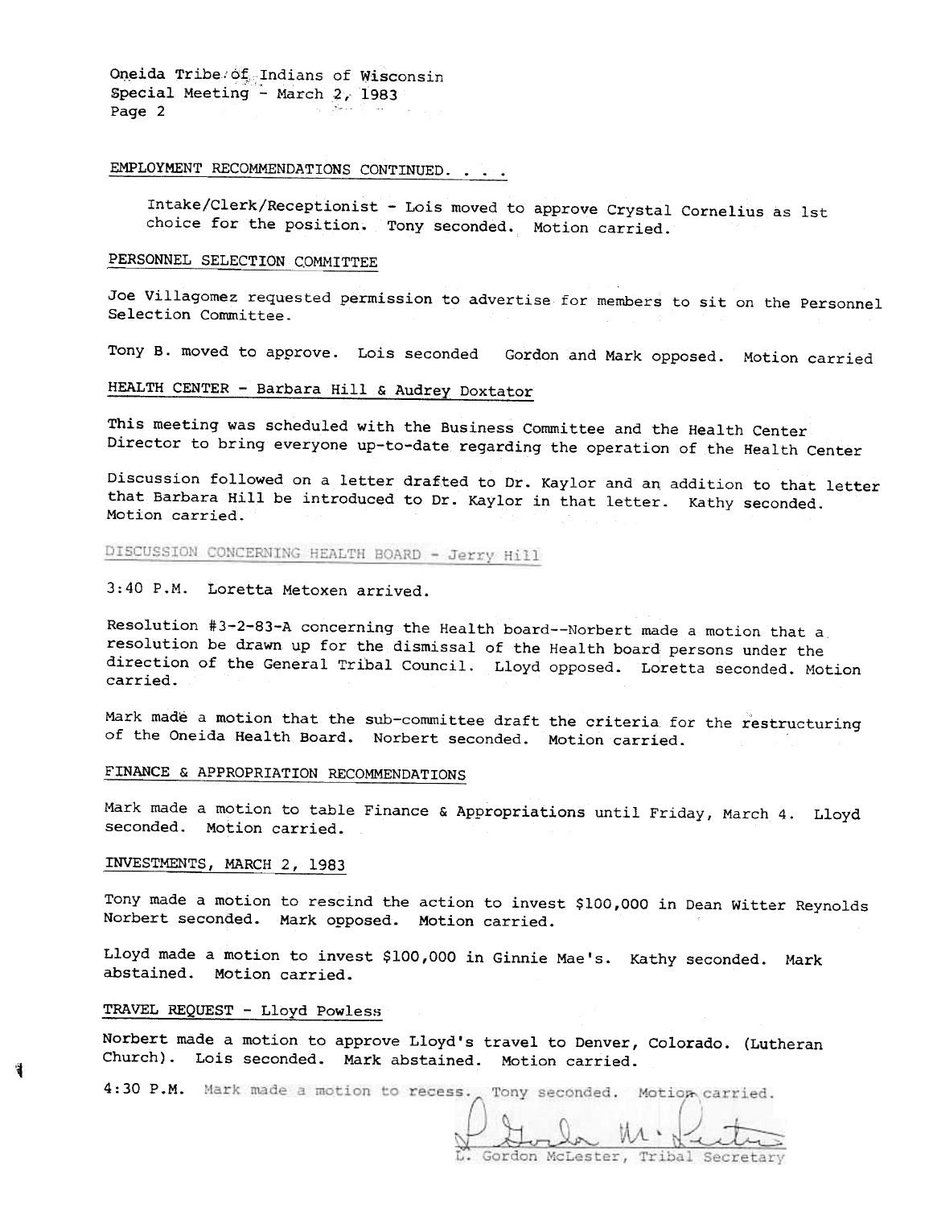Oneida Tribe of Indians of Wisconsin
Special Meeting - March 2, 1983
Page 2

EMPLOYMENT RECOMMENDATIONS CONTINUED. . . .

Intake/Clerk/Receptionist - Lois moved to approve Crystal Cornelius as 1st choice for the position. Tony seconded. Motion carried.

PERSONNEL SELECTION COMMITTEE

Joe Villagomez requested permission to advertise for members to sit on the Personnel Selection Committee.

Tony B. moved to approve. Lois seconded Gordon and Mark opposed. Motion carried

HEALTH CENTER - Barbara Hill & Audrey Doxtator

This meeting was scheduled with the Business Committee and the Health Center Director to bring everyone up-to-date regarding the operation of the Health Center

Discussion followed on a letter drafted to Dr. Kaylor and an addition to that letter that Barbara Hill be introduced to Dr. Kaylor in that letter. Kathy seconded. Motion carried.

DISCUSSION CONCERNING HEALTH BOARD - Jerry Hill

3:40 P.M. Loretta Metoxen arrived.

Resolution #3-2-83-A concerning the Health board--Norbert made a motion that a resolution be drawn up for the dismissal of the Health board persons under the direction of the General Tribal Council. Lloyd opposed. Loretta seconded. Motion carried.

Mark made a motion that the sub-committee draft the criteria for the restructuring of the Oneida Health Board. Norbert seconded. Motion carried.

FINANCE & APPROPRIATION RECOMMENDATIONS

Mark made a motion to table Finance & Appropriations until Friday, March 4. Lloyd seconded. Motion carried.

INVESTMENTS, MARCH 2, 1983

Tony made a motion to rescind the action to invest $100,000 in Dean Witter Reynolds Norbert seconded. Mark opposed. Motion carried.

Lloyd made a motion to invest $100,000 in Ginnie Mae's. Kathy seconded. Mark abstained. Motion carried.

TRAVEL REQUEST - Lloyd Powless

Norbert made a motion to approve Lloyd's travel to Denver, Colorado. (Lutheran Church). Lois seconded. Mark abstained. Motion carried.

4:30 P.M. Mark made a motion to recess. Tony seconded. Motion carried.

L. Gordon McLester, Tribal Secretary